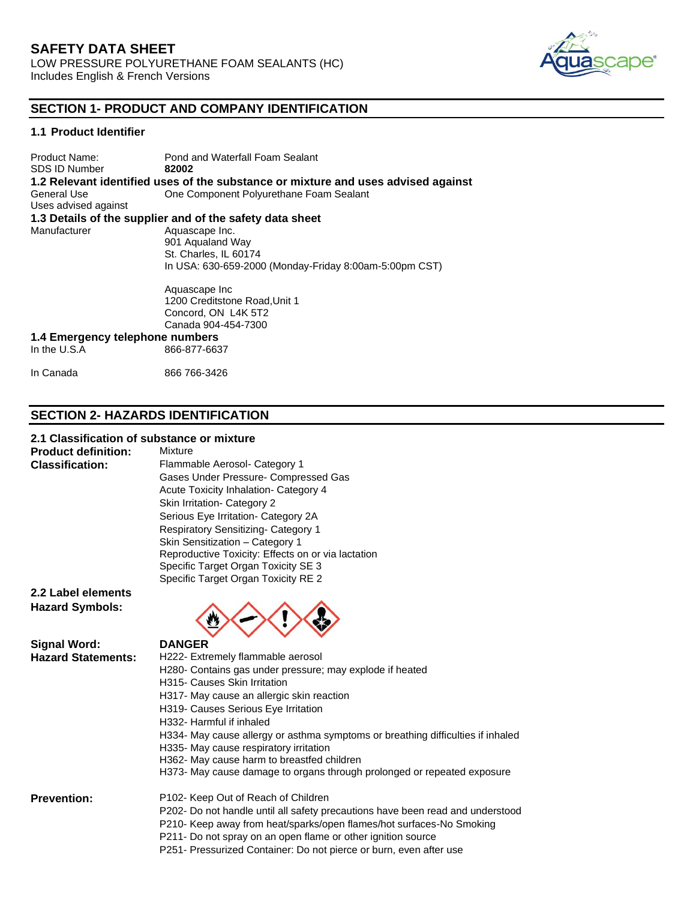# SAFETY DATA SHEET

LOW PRESSURE POLYURETHANE FOAM SEALANTS (HC)
Includes English & French Versions

## SECTION 1- PRODUCT AND COMPANY IDENTIFICATION

### 1.1 Product Identifier

| | |
|---|---|
| Product Name: | Pond and Waterfall Foam Sealant |
| SDS ID Number | **82002** |

### 1.2 Relevant identified uses of the substance or mixture and uses advised against

| | |
|---|---|
| General Use | One Component Polyurethane Foam Sealant |
| Uses advised against | |

### 1.3 Details of the supplier and of the safety data sheet

Manufacturer

Aquascape Inc.
901 Aqualand Way
St. Charles, IL 60174
In USA: 630-659-2000 (Monday-Friday 8:00am-5:00pm CST)

Aquascape Inc
1200 Creditstone Road,Unit 1
Concord, ON L4K 5T2
Canada 904-454-7300

### 1.4 Emergency telephone numbers

| | |
|---|---|
| In the U.S.A | 866-877-6637 |
| In Canada | 866 766-3426 |

## SECTION 2- HAZARDS IDENTIFICATION

### 2.1 Classification of substance or mixture

**Product definition:** Mixture

**Classification:**
- Flammable Aerosol- Category 1
- Gases Under Pressure- Compressed Gas
- Acute Toxicity Inhalation- Category 4
- Skin Irritation- Category 2
- Serious Eye Irritation- Category 2A
- Respiratory Sensitizing- Category 1
- Skin Sensitization – Category 1
- Reproductive Toxicity: Effects on or via lactation
- Specific Target Organ Toxicity SE 3
- Specific Target Organ Toxicity RE 2

### 2.2 Label elements

**Hazard Symbols:**

**Signal Word:** **DANGER**

**Hazard Statements:**
- H222- Extremely flammable aerosol
- H280- Contains gas under pressure; may explode if heated
- H315- Causes Skin Irritation
- H317- May cause an allergic skin reaction
- H319- Causes Serious Eye Irritation
- H332- Harmful if inhaled
- H334- May cause allergy or asthma symptoms or breathing difficulties if inhaled
- H335- May cause respiratory irritation
- H362- May cause harm to breastfed children
- H373- May cause damage to organs through prolonged or repeated exposure

**Prevention:**
- P102- Keep Out of Reach of Children
- P202- Do not handle until all safety precautions have been read and understood
- P210- Keep away from heat/sparks/open flames/hot surfaces-No Smoking
- P211- Do not spray on an open flame or other ignition source
- P251- Pressurized Container: Do not pierce or burn, even after use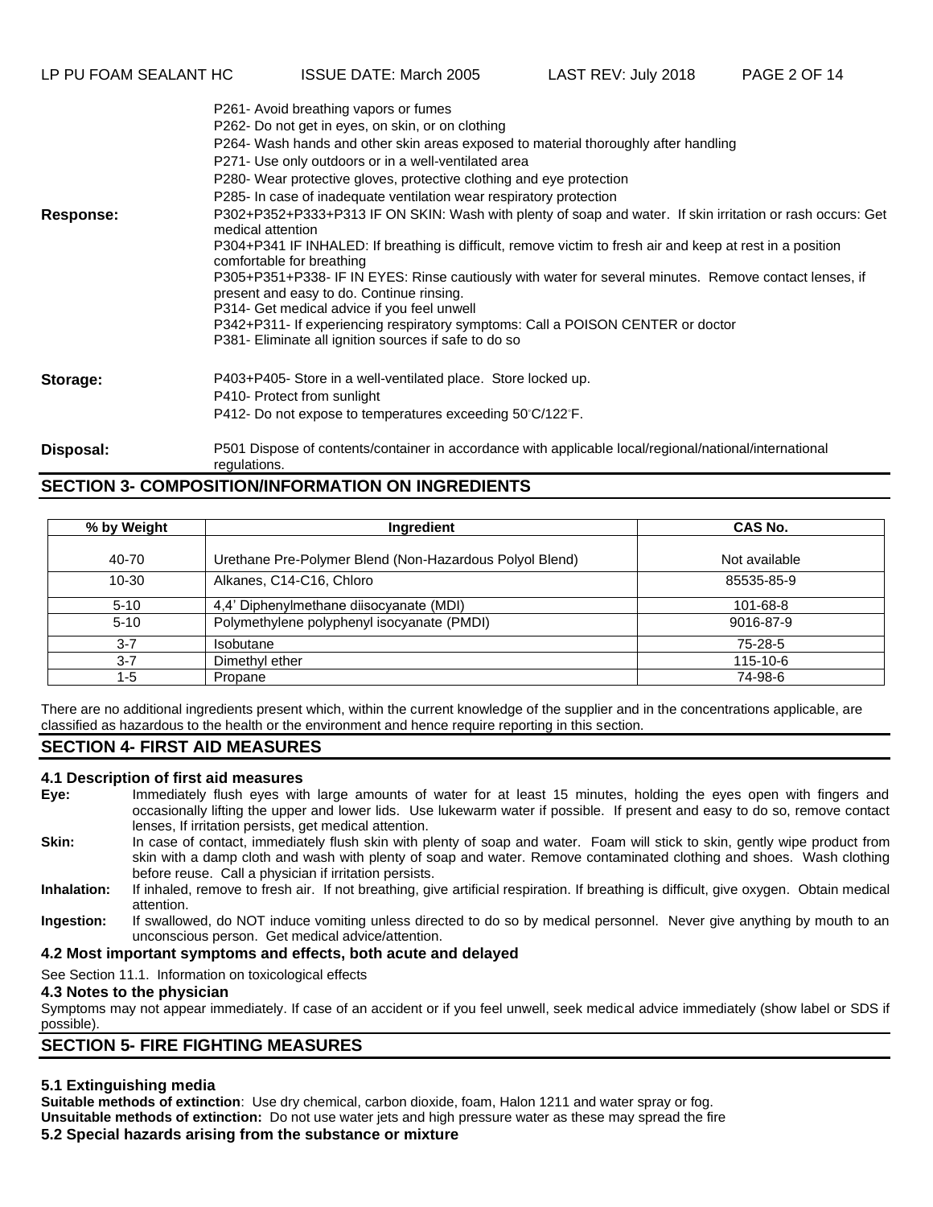P261- Avoid breathing vapors or fumes
P262- Do not get in eyes, on skin, or on clothing
P264- Wash hands and other skin areas exposed to material thoroughly after handling
P271- Use only outdoors or in a well-ventilated area
P280- Wear protective gloves, protective clothing and eye protection
P285- In case of inadequate ventilation wear respiratory protection

**Response:**
P302+P352+P333+P313 IF ON SKIN: Wash with plenty of soap and water. If skin irritation or rash occurs: Get medical attention
P304+P341 IF INHALED: If breathing is difficult, remove victim to fresh air and keep at rest in a position comfortable for breathing
P305+P351+P338- IF IN EYES: Rinse cautiously with water for several minutes. Remove contact lenses, if present and easy to do. Continue rinsing.
P314- Get medical advice if you feel unwell
P342+P311- If experiencing respiratory symptoms: Call a POISON CENTER or doctor
P381- Eliminate all ignition sources if safe to do so

**Storage:**
P403+P405- Store in a well-ventilated place. Store locked up.
P410- Protect from sunlight
P412- Do not expose to temperatures exceeding 50°C/122°F.

**Disposal:**
P501 Dispose of contents/container in accordance with applicable local/regional/national/international regulations.

## SECTION 3- COMPOSITION/INFORMATION ON INGREDIENTS

| % by Weight | Ingredient | CAS No. |
|---|---|---|
| 40-70 | Urethane Pre-Polymer Blend (Non-Hazardous Polyol Blend) | Not available |
| 10-30 | Alkanes, C14-C16, Chloro | 85535-85-9 |
| 5-10 | 4,4' Diphenylmethane diisocyanate (MDI) | 101-68-8 |
| 5-10 | Polymethylene polyphenyl isocyanate (PMDI) | 9016-87-9 |
| 3-7 | Isobutane | 75-28-5 |
| 3-7 | Dimethyl ether | 115-10-6 |
| 1-5 | Propane | 74-98-6 |

There are no additional ingredients present which, within the current knowledge of the supplier and in the concentrations applicable, are classified as hazardous to the health or the environment and hence require reporting in this section.

## SECTION 4- FIRST AID MEASURES

### 4.1 Description of first aid measures

**Eye:** Immediately flush eyes with large amounts of water for at least 15 minutes, holding the eyes open with fingers and occasionally lifting the upper and lower lids. Use lukewarm water if possible. If present and easy to do so, remove contact lenses, If irritation persists, get medical attention.

**Skin:** In case of contact, immediately flush skin with plenty of soap and water. Foam will stick to skin, gently wipe product from skin with a damp cloth and wash with plenty of soap and water. Remove contaminated clothing and shoes. Wash clothing before reuse. Call a physician if irritation persists.

**Inhalation:** If inhaled, remove to fresh air. If not breathing, give artificial respiration. If breathing is difficult, give oxygen. Obtain medical attention.

**Ingestion:** If swallowed, do NOT induce vomiting unless directed to do so by medical personnel. Never give anything by mouth to an unconscious person. Get medical advice/attention.

### 4.2 Most important symptoms and effects, both acute and delayed

See Section 11.1. Information on toxicological effects

### 4.3 Notes to the physician

Symptoms may not appear immediately. If case of an accident or if you feel unwell, seek medical advice immediately (show label or SDS if possible).

## SECTION 5- FIRE FIGHTING MEASURES

### 5.1 Extinguishing media

**Suitable methods of extinction**: Use dry chemical, carbon dioxide, foam, Halon 1211 and water spray or fog.
**Unsuitable methods of extinction:** Do not use water jets and high pressure water as these may spread the fire

### 5.2 Special hazards arising from the substance or mixture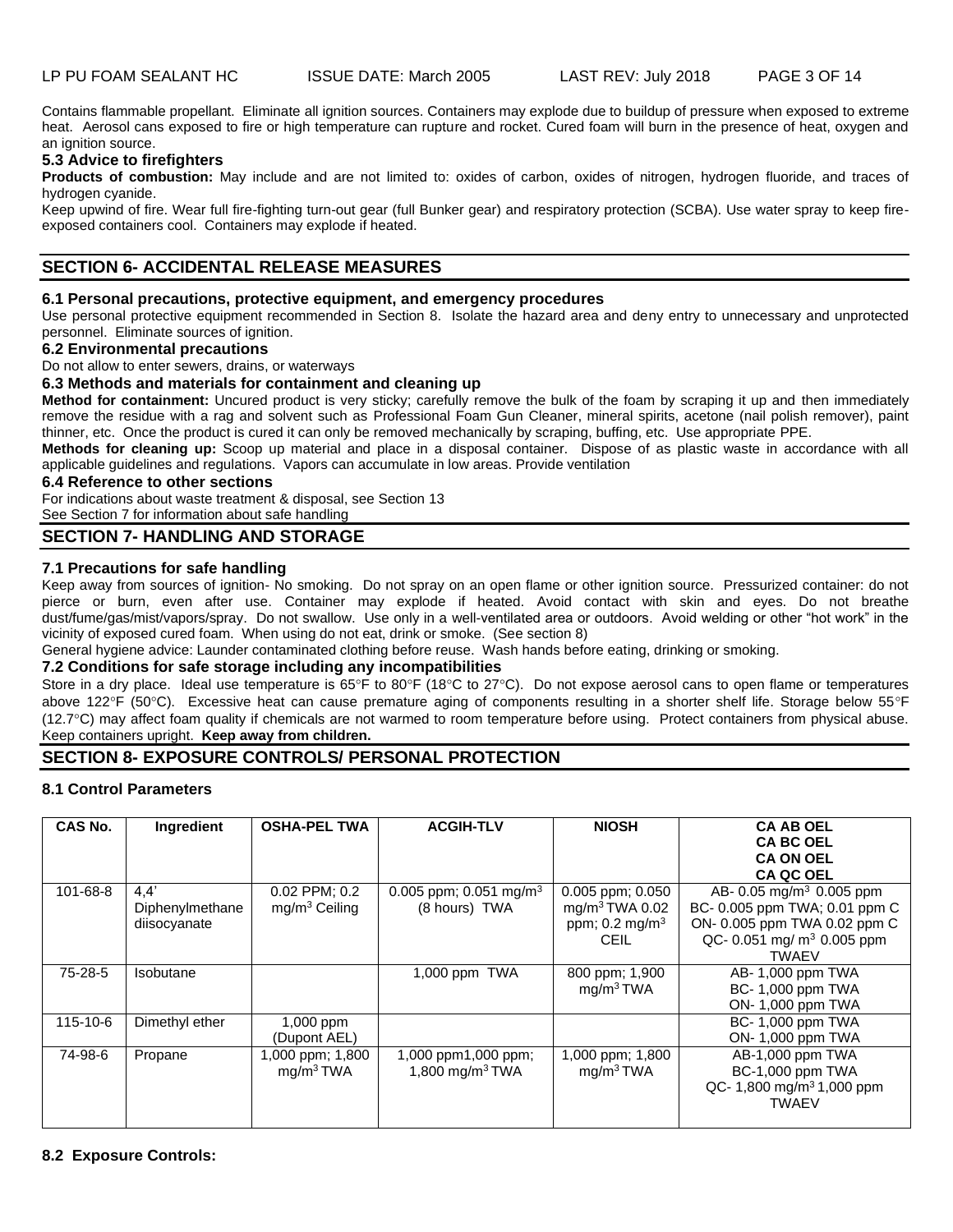Contains flammable propellant. Eliminate all ignition sources. Containers may explode due to buildup of pressure when exposed to extreme heat. Aerosol cans exposed to fire or high temperature can rupture and rocket. Cured foam will burn in the presence of heat, oxygen and an ignition source.

### 5.3 Advice to firefighters

**Products of combustion:** May include and are not limited to: oxides of carbon, oxides of nitrogen, hydrogen fluoride, and traces of hydrogen cyanide.

Keep upwind of fire. Wear full fire-fighting turn-out gear (full Bunker gear) and respiratory protection (SCBA). Use water spray to keep fire-exposed containers cool. Containers may explode if heated.

## SECTION 6- ACCIDENTAL RELEASE MEASURES

### 6.1 Personal precautions, protective equipment, and emergency procedures

Use personal protective equipment recommended in Section 8. Isolate the hazard area and deny entry to unnecessary and unprotected personnel. Eliminate sources of ignition.

### 6.2 Environmental precautions

Do not allow to enter sewers, drains, or waterways

### 6.3 Methods and materials for containment and cleaning up

**Method for containment:** Uncured product is very sticky; carefully remove the bulk of the foam by scraping it up and then immediately remove the residue with a rag and solvent such as Professional Foam Gun Cleaner, mineral spirits, acetone (nail polish remover), paint thinner, etc. Once the product is cured it can only be removed mechanically by scraping, buffing, etc. Use appropriate PPE.

**Methods for cleaning up:** Scoop up material and place in a disposal container. Dispose of as plastic waste in accordance with all applicable guidelines and regulations. Vapors can accumulate in low areas. Provide ventilation

### 6.4 Reference to other sections

For indications about waste treatment & disposal, see Section 13

See Section 7 for information about safe handling

## SECTION 7- HANDLING AND STORAGE

### 7.1 Precautions for safe handling

Keep away from sources of ignition- No smoking. Do not spray on an open flame or other ignition source. Pressurized container: do not pierce or burn, even after use. Container may explode if heated. Avoid contact with skin and eyes. Do not breathe dust/fume/gas/mist/vapors/spray. Do not swallow. Use only in a well-ventilated area or outdoors. Avoid welding or other "hot work" in the vicinity of exposed cured foam. When using do not eat, drink or smoke. (See section 8)

General hygiene advice: Launder contaminated clothing before reuse. Wash hands before eating, drinking or smoking.

### 7.2 Conditions for safe storage including any incompatibilities

Store in a dry place. Ideal use temperature is 65°F to 80°F (18°C to 27°C). Do not expose aerosol cans to open flame or temperatures above 122°F (50°C). Excessive heat can cause premature aging of components resulting in a shorter shelf life. Storage below 55°F (12.7°C) may affect foam quality if chemicals are not warmed to room temperature before using. Protect containers from physical abuse. Keep containers upright. **Keep away from children.**

## SECTION 8- EXPOSURE CONTROLS/ PERSONAL PROTECTION

### 8.1 Control Parameters

| CAS No. | Ingredient | OSHA-PEL TWA | ACGIH-TLV | NIOSH | CA AB OEL CA BC OEL CA ON OEL CA QC OEL |
|---|---|---|---|---|---|
| 101-68-8 | 4,4' Diphenylmethane diisocyanate | 0.02 PPM; 0.2 mg/m$^3$ Ceiling | 0.005 ppm; 0.051 mg/m$^3$ (8 hours) TWA | 0.005 ppm; 0.050 mg/m$^3$ TWA 0.02 ppm; 0.2 mg/m$^3$ CEIL | AB- 0.05 mg/m$^3$ 0.005 ppm BC- 0.005 ppm TWA; 0.01 ppm C ON- 0.005 ppm TWA 0.02 ppm C QC- 0.051 mg/ m$^3$ 0.005 ppm TWAEV |
| 75-28-5 | Isobutane | | 1,000 ppm TWA | 800 ppm; 1,900 mg/m$^3$ TWA | AB- 1,000 ppm TWA BC- 1,000 ppm TWA ON- 1,000 ppm TWA |
| 115-10-6 | Dimethyl ether | 1,000 ppm (Dupont AEL) | | | BC- 1,000 ppm TWA ON- 1,000 ppm TWA |
| 74-98-6 | Propane | 1,000 ppm; 1,800 mg/m$^3$ TWA | 1,000 ppm1,000 ppm; 1,800 mg/m$^3$ TWA | 1,000 ppm; 1,800 mg/m$^3$ TWA | AB-1,000 ppm TWA BC-1,000 ppm TWA QC- 1,800 mg/m$^3$ 1,000 ppm TWAEV |

### 8.2 Exposure Controls: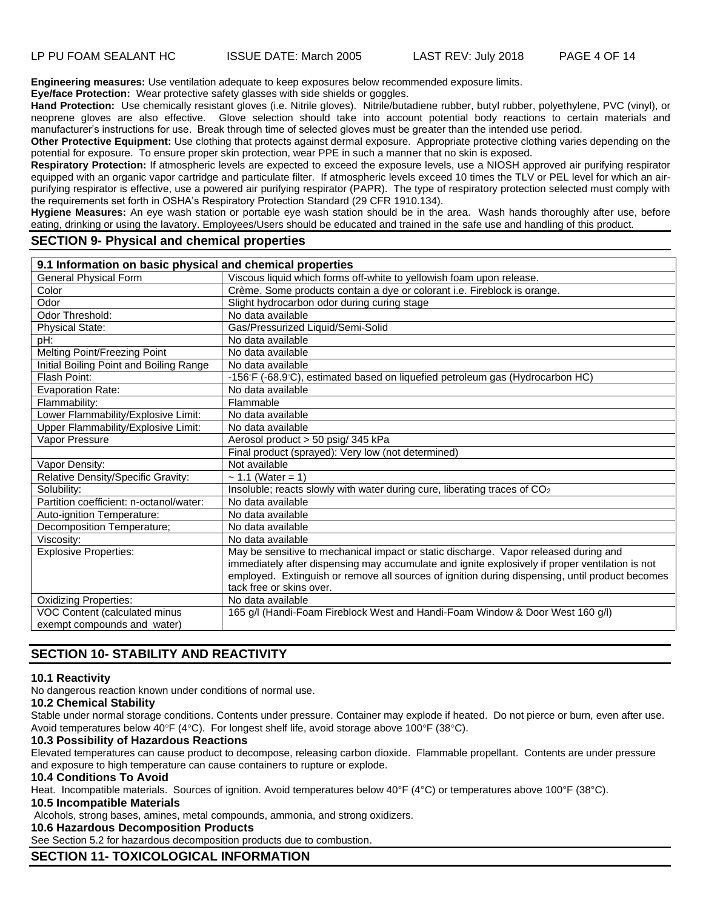**Engineering measures:** Use ventilation adequate to keep exposures below recommended exposure limits.
**Eye/face Protection:** Wear protective safety glasses with side shields or goggles.
**Hand Protection:** Use chemically resistant gloves (i.e. Nitrile gloves). Nitrile/butadiene rubber, butyl rubber, polyethylene, PVC (vinyl), or neoprene gloves are also effective. Glove selection should take into account potential body reactions to certain materials and manufacturer's instructions for use. Break through time of selected gloves must be greater than the intended use period.
**Other Protective Equipment:** Use clothing that protects against dermal exposure. Appropriate protective clothing varies depending on the potential for exposure. To ensure proper skin protection, wear PPE in such a manner that no skin is exposed.
**Respiratory Protection:** If atmospheric levels are expected to exceed the exposure levels, use a NIOSH approved air purifying respirator equipped with an organic vapor cartridge and particulate filter. If atmospheric levels exceed 10 times the TLV or PEL level for which an air-purifying respirator is effective, use a powered air purifying respirator (PAPR). The type of respiratory protection selected must comply with the requirements set forth in OSHA's Respiratory Protection Standard (29 CFR 1910.134).
**Hygiene Measures:** An eye wash station or portable eye wash station should be in the area. Wash hands thoroughly after use, before eating, drinking or using the lavatory. Employees/Users should be educated and trained in the safe use and handling of this product.

## SECTION 9- Physical and chemical properties

| 9.1 Information on basic physical and chemical properties | |
|---|---|
| General Physical Form | Viscous liquid which forms off-white to yellowish foam upon release. |
| Color | Crème. Some products contain a dye or colorant i.e. Fireblock is orange. |
| Odor | Slight hydrocarbon odor during curing stage |
| Odor Threshold: | No data available |
| Physical State: | Gas/Pressurized Liquid/Semi-Solid |
| pH: | No data available |
| Melting Point/Freezing Point | No data available |
| Initial Boiling Point and Boiling Range | No data available |
| Flash Point: | -156°F (-68.9°C), estimated based on liquefied petroleum gas (Hydrocarbon HC) |
| Evaporation Rate: | No data available |
| Flammability: | Flammable |
| Lower Flammability/Explosive Limit: | No data available |
| Upper Flammability/Explosive Limit: | No data available |
| Vapor Pressure | Aerosol product > 50 psig/ 345 kPa |
| | Final product (sprayed): Very low (not determined) |
| Vapor Density: | Not available |
| Relative Density/Specific Gravity: | ~ 1.1 (Water = 1) |
| Solubility: | Insoluble; reacts slowly with water during cure, liberating traces of $CO_2$ |
| Partition coefficient: n-octanol/water: | No data available |
| Auto-ignition Temperature: | No data available |
| Decomposition Temperature; | No data available |
| Viscosity: | No data available |
| Explosive Properties: | May be sensitive to mechanical impact or static discharge. Vapor released during and immediately after dispensing may accumulate and ignite explosively if proper ventilation is not employed. Extinguish or remove all sources of ignition during dispensing, until product becomes tack free or skins over. |
| Oxidizing Properties: | No data available |
| VOC Content (calculated minus exempt compounds and water) | 165 g/l (Handi-Foam Fireblock West and Handi-Foam Window & Door West 160 g/l) |

## SECTION 10- STABILITY AND REACTIVITY

### 10.1 Reactivity

No dangerous reaction known under conditions of normal use.

### 10.2 Chemical Stability

Stable under normal storage conditions. Contents under pressure. Container may explode if heated. Do not pierce or burn, even after use. Avoid temperatures below 40°F (4°C). For longest shelf life, avoid storage above 100°F (38°C).

### 10.3 Possibility of Hazardous Reactions

Elevated temperatures can cause product to decompose, releasing carbon dioxide. Flammable propellant. Contents are under pressure and exposure to high temperature can cause containers to rupture or explode.

### 10.4 Conditions To Avoid

Heat. Incompatible materials. Sources of ignition. Avoid temperatures below 40°F (4°C) or temperatures above 100°F (38°C).

### 10.5 Incompatible Materials

Alcohols, strong bases, amines, metal compounds, ammonia, and strong oxidizers.

### 10.6 Hazardous Decomposition Products

See Section 5.2 for hazardous decomposition products due to combustion.

## SECTION 11- TOXICOLOGICAL INFORMATION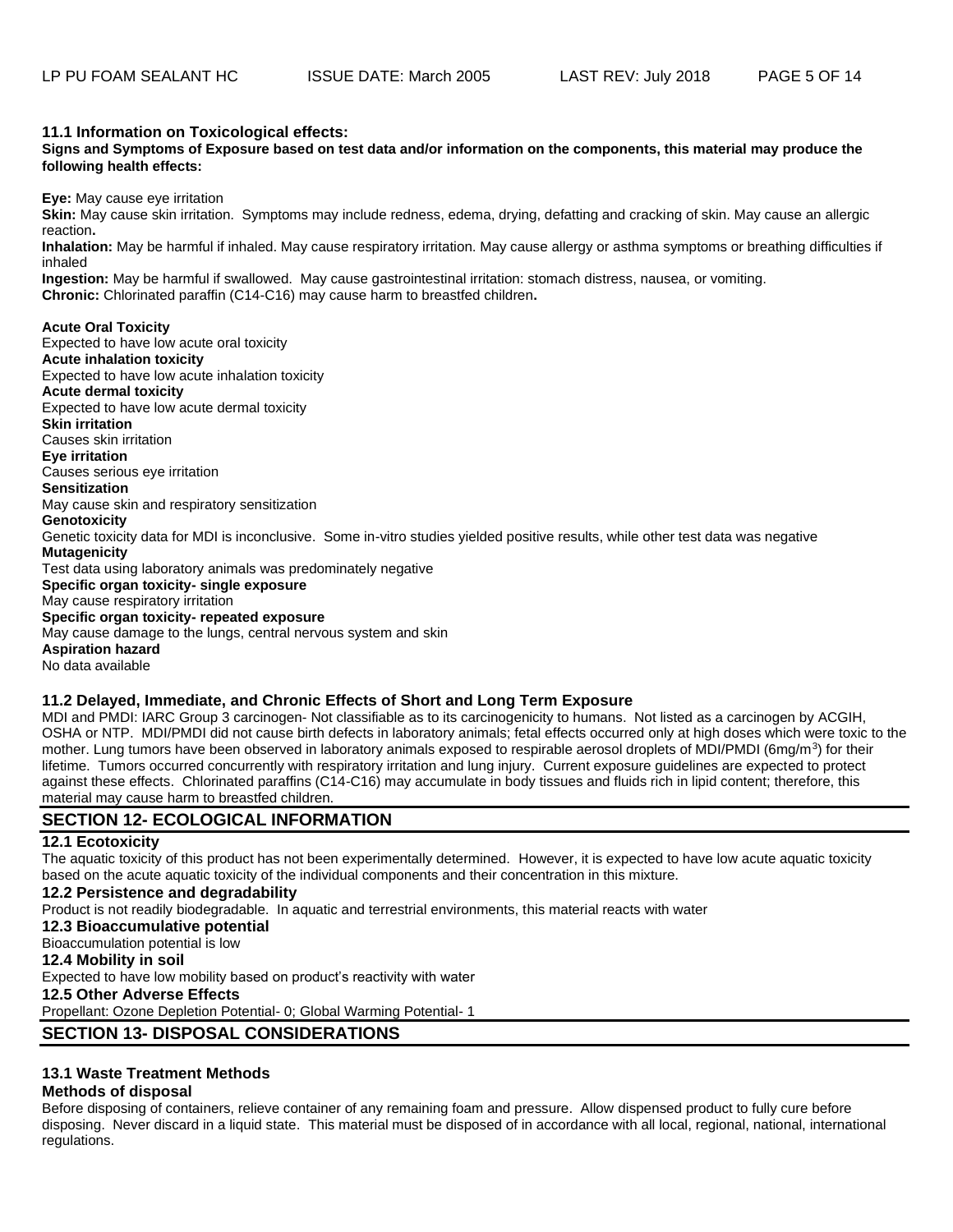### 11.1 Information on Toxicological effects:

**Signs and Symptoms of Exposure based on test data and/or information on the components, this material may produce the following health effects:**

**Eye:** May cause eye irritation

**Skin:** May cause skin irritation. Symptoms may include redness, edema, drying, defatting and cracking of skin. May cause an allergic reaction**.**

**Inhalation:** May be harmful if inhaled. May cause respiratory irritation. May cause allergy or asthma symptoms or breathing difficulties if inhaled

**Ingestion:** May be harmful if swallowed. May cause gastrointestinal irritation: stomach distress, nausea, or vomiting.

**Chronic:** Chlorinated paraffin (C14-C16) may cause harm to breastfed children**.**

**Acute Oral Toxicity**
Expected to have low acute oral toxicity

**Acute inhalation toxicity**
Expected to have low acute inhalation toxicity

**Acute dermal toxicity**
Expected to have low acute dermal toxicity

**Skin irritation**
Causes skin irritation

**Eye irritation**
Causes serious eye irritation

**Sensitization**
May cause skin and respiratory sensitization

**Genotoxicity**
Genetic toxicity data for MDI is inconclusive. Some in-vitro studies yielded positive results, while other test data was negative

**Mutagenicity**
Test data using laboratory animals was predominately negative

**Specific organ toxicity- single exposure**
May cause respiratory irritation

**Specific organ toxicity- repeated exposure**
May cause damage to the lungs, central nervous system and skin

**Aspiration hazard**
No data available

### 11.2 Delayed, Immediate, and Chronic Effects of Short and Long Term Exposure

MDI and PMDI: IARC Group 3 carcinogen- Not classifiable as to its carcinogenicity to humans. Not listed as a carcinogen by ACGIH, OSHA or NTP. MDI/PMDI did not cause birth defects in laboratory animals; fetal effects occurred only at high doses which were toxic to the mother. Lung tumors have been observed in laboratory animals exposed to respirable aerosol droplets of MDI/PMDI ($6 mg/m^3$) for their lifetime. Tumors occurred concurrently with respiratory irritation and lung injury. Current exposure guidelines are expected to protect against these effects. Chlorinated paraffins (C14-C16) may accumulate in body tissues and fluids rich in lipid content; therefore, this material may cause harm to breastfed children.

## SECTION 12- ECOLOGICAL INFORMATION

### 12.1 Ecotoxicity

The aquatic toxicity of this product has not been experimentally determined. However, it is expected to have low acute aquatic toxicity based on the acute aquatic toxicity of the individual components and their concentration in this mixture.

### 12.2 Persistence and degradability

Product is not readily biodegradable. In aquatic and terrestrial environments, this material reacts with water

### 12.3 Bioaccumulative potential

Bioaccumulation potential is low

### 12.4 Mobility in soil

Expected to have low mobility based on product's reactivity with water

### 12.5 Other Adverse Effects

Propellant: Ozone Depletion Potential- 0; Global Warming Potential- 1

## SECTION 13- DISPOSAL CONSIDERATIONS

### 13.1 Waste Treatment Methods

**Methods of disposal**

Before disposing of containers, relieve container of any remaining foam and pressure. Allow dispensed product to fully cure before disposing. Never discard in a liquid state. This material must be disposed of in accordance with all local, regional, national, international regulations.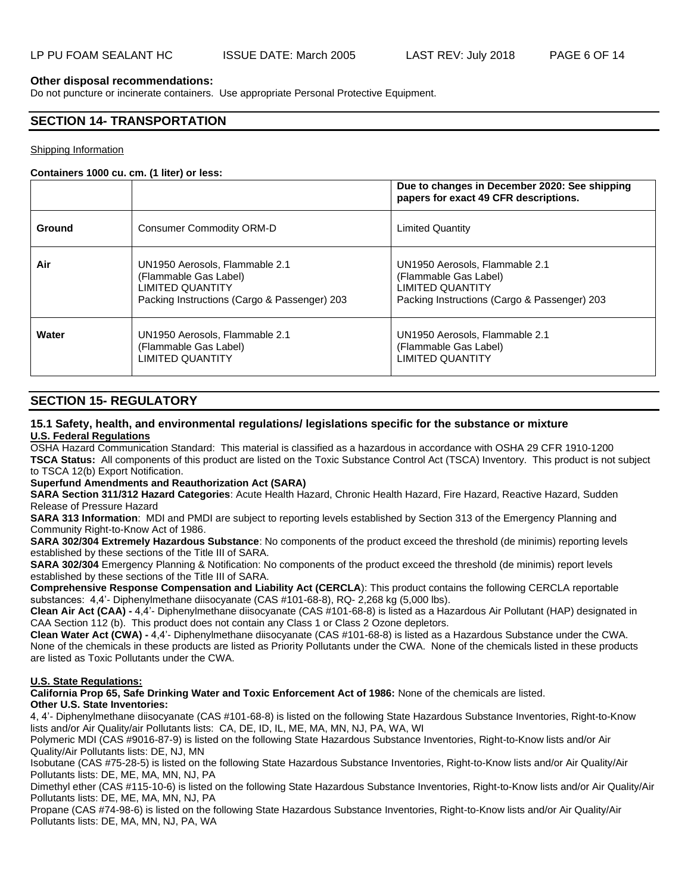**Other disposal recommendations:**
Do not puncture or incinerate containers. Use appropriate Personal Protective Equipment.

## SECTION 14- TRANSPORTATION

Shipping Information

**Containers 1000 cu. cm. (1 liter) or less:**

| | | **Due to changes in December 2020: See shipping papers for exact 49 CFR descriptions.** |
|---|---|---|
| **Ground** | Consumer Commodity ORM-D | Limited Quantity |
| **Air** | UN1950 Aerosols, Flammable 2.1 (Flammable Gas Label) LIMITED QUANTITY Packing Instructions (Cargo & Passenger) 203 | UN1950 Aerosols, Flammable 2.1 (Flammable Gas Label) LIMITED QUANTITY Packing Instructions (Cargo & Passenger) 203 |
| **Water** | UN1950 Aerosols, Flammable 2.1 (Flammable Gas Label) LIMITED QUANTITY | UN1950 Aerosols, Flammable 2.1 (Flammable Gas Label) LIMITED QUANTITY |

## SECTION 15- REGULATORY

### 15.1 Safety, health, and environmental regulations/ legislations specific for the substance or mixture

**U.S. Federal Regulations**

OSHA Hazard Communication Standard: This material is classified as a hazardous in accordance with OSHA 29 CFR 1910-1200
**TSCA Status:** All components of this product are listed on the Toxic Substance Control Act (TSCA) Inventory. This product is not subject to TSCA 12(b) Export Notification.
**Superfund Amendments and Reauthorization Act (SARA)**
**SARA Section 311/312 Hazard Categories**: Acute Health Hazard, Chronic Health Hazard, Fire Hazard, Reactive Hazard, Sudden Release of Pressure Hazard
**SARA 313 Information**: MDI and PMDI are subject to reporting levels established by Section 313 of the Emergency Planning and Community Right-to-Know Act of 1986.
**SARA 302/304 Extremely Hazardous Substance**: No components of the product exceed the threshold (de minimis) reporting levels established by these sections of the Title III of SARA.
**SARA 302/304** Emergency Planning & Notification: No components of the product exceed the threshold (de minimis) report levels established by these sections of the Title III of SARA.
**Comprehensive Response Compensation and Liability Act (CERCLA**): This product contains the following CERCLA reportable substances: 4,4'- Diphenylmethane diisocyanate (CAS #101-68-8), RQ- 2,268 kg (5,000 lbs).
**Clean Air Act (CAA) -** 4,4'- Diphenylmethane diisocyanate (CAS #101-68-8) is listed as a Hazardous Air Pollutant (HAP) designated in CAA Section 112 (b). This product does not contain any Class 1 or Class 2 Ozone depletors.
**Clean Water Act (CWA) -** 4,4'- Diphenylmethane diisocyanate (CAS #101-68-8) is listed as a Hazardous Substance under the CWA. None of the chemicals in these products are listed as Priority Pollutants under the CWA. None of the chemicals listed in these products are listed as Toxic Pollutants under the CWA.

**U.S. State Regulations:**

**California Prop 65, Safe Drinking Water and Toxic Enforcement Act of 1986:** None of the chemicals are listed.
**Other U.S. State Inventories:**
4, 4'- Diphenylmethane diisocyanate (CAS #101-68-8) is listed on the following State Hazardous Substance Inventories, Right-to-Know lists and/or Air Quality/air Pollutants lists: CA, DE, ID, IL, ME, MA, MN, NJ, PA, WA, WI
Polymeric MDI (CAS #9016-87-9) is listed on the following State Hazardous Substance Inventories, Right-to-Know lists and/or Air Quality/Air Pollutants lists: DE, NJ, MN
Isobutane (CAS #75-28-5) is listed on the following State Hazardous Substance Inventories, Right-to-Know lists and/or Air Quality/Air Pollutants lists: DE, ME, MA, MN, NJ, PA
Dimethyl ether (CAS #115-10-6) is listed on the following State Hazardous Substance Inventories, Right-to-Know lists and/or Air Quality/Air Pollutants lists: DE, ME, MA, MN, NJ, PA
Propane (CAS #74-98-6) is listed on the following State Hazardous Substance Inventories, Right-to-Know lists and/or Air Quality/Air Pollutants lists: DE, MA, MN, NJ, PA, WA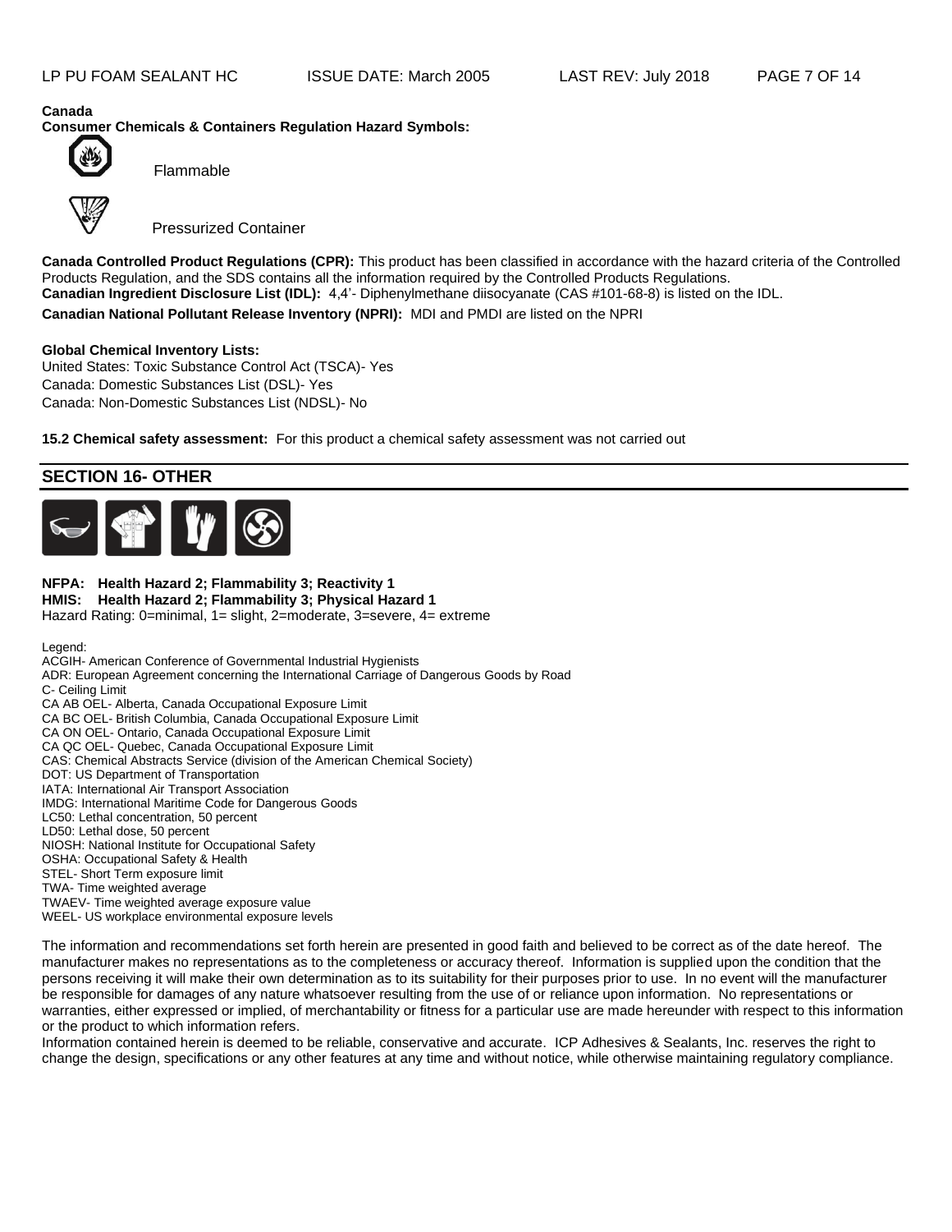**Canada**

**Consumer Chemicals & Containers Regulation Hazard Symbols:**

Flammable

Pressurized Container

**Canada Controlled Product Regulations (CPR):** This product has been classified in accordance with the hazard criteria of the Controlled Products Regulation, and the SDS contains all the information required by the Controlled Products Regulations.

**Canadian Ingredient Disclosure List (IDL):** 4,4'- Diphenylmethane diisocyanate (CAS #101-68-8) is listed on the IDL.

**Canadian National Pollutant Release Inventory (NPRI):** MDI and PMDI are listed on the NPRI

**Global Chemical Inventory Lists:**

United States: Toxic Substance Control Act (TSCA)- Yes
Canada: Domestic Substances List (DSL)- Yes
Canada: Non-Domestic Substances List (NDSL)- No

**15.2 Chemical safety assessment:** For this product a chemical safety assessment was not carried out

## SECTION 16- OTHER

**NFPA: Health Hazard 2; Flammability 3; Reactivity 1**
**HMIS: Health Hazard 2; Flammability 3; Physical Hazard 1**
Hazard Rating: 0=minimal, 1= slight, 2=moderate, 3=severe, 4= extreme

Legend:
ACGIH- American Conference of Governmental Industrial Hygienists
ADR: European Agreement concerning the International Carriage of Dangerous Goods by Road
C- Ceiling Limit
CA AB OEL- Alberta, Canada Occupational Exposure Limit
CA BC OEL- British Columbia, Canada Occupational Exposure Limit
CA ON OEL- Ontario, Canada Occupational Exposure Limit
CA QC OEL- Quebec, Canada Occupational Exposure Limit
CAS: Chemical Abstracts Service (division of the American Chemical Society)
DOT: US Department of Transportation
IATA: International Air Transport Association
IMDG: International Maritime Code for Dangerous Goods
LC50: Lethal concentration, 50 percent
LD50: Lethal dose, 50 percent
NIOSH: National Institute for Occupational Safety
OSHA: Occupational Safety & Health
STEL- Short Term exposure limit
TWA- Time weighted average
TWAEV- Time weighted average exposure value
WEEL- US workplace environmental exposure levels

The information and recommendations set forth herein are presented in good faith and believed to be correct as of the date hereof. The manufacturer makes no representations as to the completeness or accuracy thereof. Information is supplied upon the condition that the persons receiving it will make their own determination as to its suitability for their purposes prior to use. In no event will the manufacturer be responsible for damages of any nature whatsoever resulting from the use of or reliance upon information. No representations or warranties, either expressed or implied, of merchantability or fitness for a particular use are made hereunder with respect to this information or the product to which information refers.

Information contained herein is deemed to be reliable, conservative and accurate. ICP Adhesives & Sealants, Inc. reserves the right to change the design, specifications or any other features at any time and without notice, while otherwise maintaining regulatory compliance.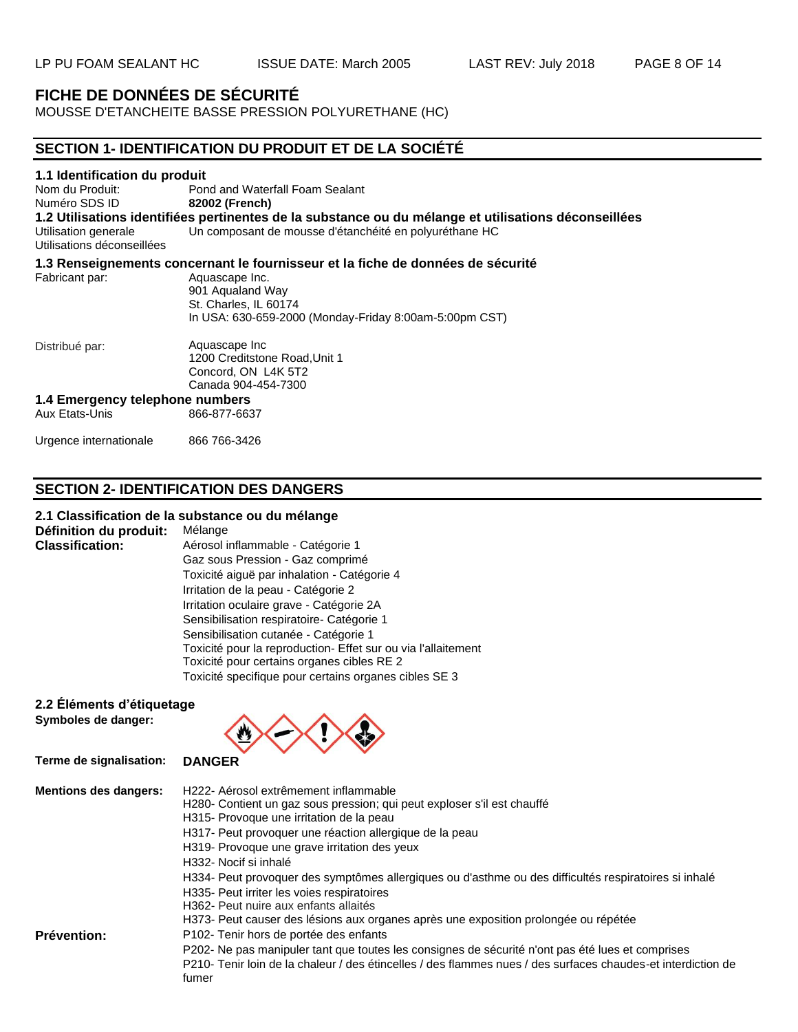# FICHE DE DONNÉES DE SÉCURITÉ

MOUSSE D'ETANCHEITE BASSE PRESSION POLYURETHANE (HC)

## SECTION 1- IDENTIFICATION DU PRODUIT ET DE LA SOCIÉTÉ

### 1.1 Identification du produit

| | |
|---|---|
| Nom du Produit: | Pond and Waterfall Foam Sealant |
| Numéro SDS ID | **82002 (French)** |

### 1.2 Utilisations identifiées pertinentes de la substance ou du mélange et utilisations déconseillées

| | |
|---|---|
| Utilisation generale | Un composant de mousse d'étanchéité en polyuréthane HC |
| Utilisations déconseillées | |

### 1.3 Renseignements concernant le fournisseur et la fiche de données de sécurité

| | |
|---|---|
| Fabricant par: | Aquascape Inc.<br>901 Aqualand Way<br>St. Charles, IL 60174<br>In USA: 630-659-2000 (Monday-Friday 8:00am-5:00pm CST) |
| Distribué par: | Aquascape Inc<br>1200 Creditstone Road,Unit 1<br>Concord, ON L4K 5T2<br>Canada 904-454-7300 |

### 1.4 Emergency telephone numbers

| | |
|---|---|
| Aux Etats-Unis | 866-877-6637 |
| Urgence internationale | 866 766-3426 |

## SECTION 2- IDENTIFICATION DES DANGERS

### 2.1 Classification de la substance ou du mélange

**Définition du produit:** Mélange

**Classification:**
- Aérosol inflammable - Catégorie 1
- Gaz sous Pression - Gaz comprimé
- Toxicité aiguë par inhalation - Catégorie 4
- Irritation de la peau - Catégorie 2
- Irritation oculaire grave - Catégorie 2A
- Sensibilisation respiratoire- Catégorie 1
- Sensibilisation cutanée - Catégorie 1
- Toxicité pour la reproduction- Effet sur ou via l'allaitement
- Toxicité pour certains organes cibles RE 2
- Toxicité specifique pour certains organes cibles SE 3

### 2.2 Éléments d'étiquetage

**Symboles de danger:**

**Terme de signalisation:** **DANGER**

**Mentions des dangers:**
- H222- Aérosol extrêmement inflammable
- H280- Contient un gaz sous pression; qui peut exploser s'il est chauffé
- H315- Provoque une irritation de la peau
- H317- Peut provoquer une réaction allergique de la peau
- H319- Provoque une grave irritation des yeux
- H332- Nocif si inhalé
- H334- Peut provoquer des symptômes allergiques ou d'asthme ou des difficultés respiratoires si inhalé
- H335- Peut irriter les voies respiratoires
- H362- Peut nuire aux enfants allaités
- H373- Peut causer des lésions aux organes après une exposition prolongée ou répétée

**Prévention:**
- P102- Tenir hors de portée des enfants
- P202- Ne pas manipuler tant que toutes les consignes de sécurité n'ont pas été lues et comprises
- P210- Tenir loin de la chaleur / des étincelles / des flammes nues / des surfaces chaudes-et interdiction de fumer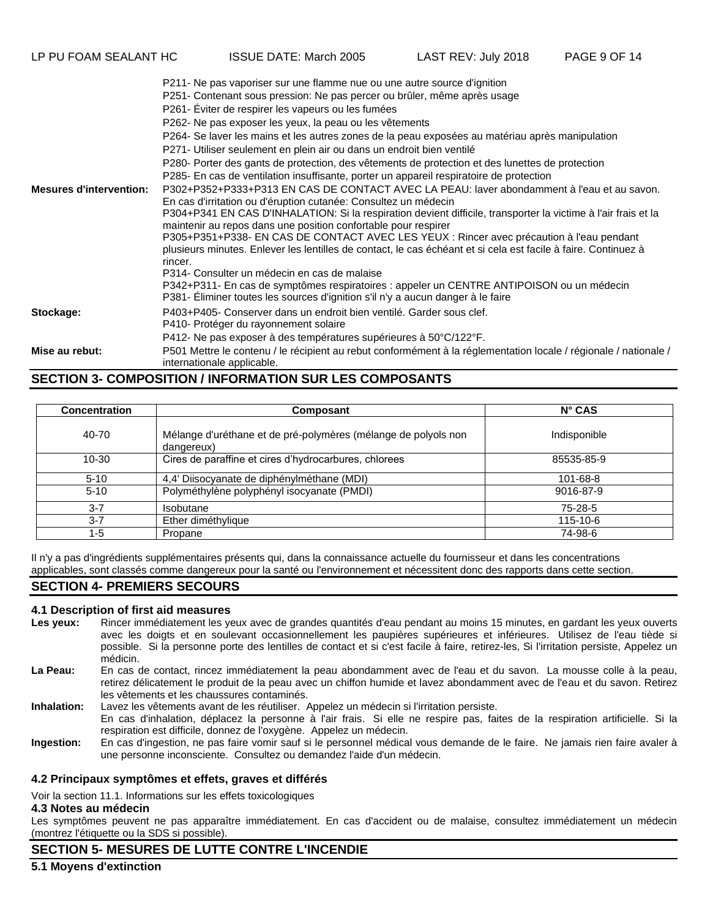P211- Ne pas vaporiser sur une flamme nue ou une autre source d'ignition
P251- Contenant sous pression: Ne pas percer ou brûler, même après usage
P261- Éviter de respirer les vapeurs ou les fumées
P262- Ne pas exposer les yeux, la peau ou les vêtements
P264- Se laver les mains et les autres zones de la peau exposées au matériau après manipulation
P271- Utiliser seulement en plein air ou dans un endroit bien ventilé
P280- Porter des gants de protection, des vêtements de protection et des lunettes de protection
P285- En cas de ventilation insuffisante, porter un appareil respiratoire de protection

**Mesures d'intervention:** P302+P352+P333+P313 EN CAS DE CONTACT AVEC LA PEAU: laver abondamment à l'eau et au savon. En cas d'irritation ou d'éruption cutanée: Consultez un médecin
P304+P341 EN CAS D'INHALATION: Si la respiration devient difficile, transporter la victime à l'air frais et la maintenir au repos dans une position confortable pour respirer
P305+P351+P338- EN CAS DE CONTACT AVEC LES YEUX : Rincer avec précaution à l'eau pendant plusieurs minutes. Enlever les lentilles de contact, le cas échéant et si cela est facile à faire. Continuez à rincer.
P314- Consulter un médecin en cas de malaise
P342+P311- En cas de symptômes respiratoires : appeler un CENTRE ANTIPOISON ou un médecin
P381- Éliminer toutes les sources d'ignition s'il n'y a aucun danger à le faire

**Stockage:** P403+P405- Conserver dans un endroit bien ventilé. Garder sous clef.
P410- Protéger du rayonnement solaire
P412- Ne pas exposer à des températures supérieures à 50°C/122°F.

**Mise au rebut:** P501 Mettre le contenu / le récipient au rebut conformément à la réglementation locale / régionale / nationale / internationale applicable.

## SECTION 3- COMPOSITION / INFORMATION SUR LES COMPOSANTS

| Concentration | Composant | N° CAS |
|---|---|---|
| 40-70 | Mélange d'uréthane et de pré-polymères (mélange de polyols non dangereux) | Indisponible |
| 10-30 | Cires de paraffine et cires d'hydrocarbures, chlorees | 85535-85-9 |
| 5-10 | 4,4' Diisocyanate de diphénylméthane (MDI) | 101-68-8 |
| 5-10 | Polyméthylène polyphényl isocyanate (PMDI) | 9016-87-9 |
| 3-7 | Isobutane | 75-28-5 |
| 3-7 | Ether diméthylique | 115-10-6 |
| 1-5 | Propane | 74-98-6 |

Il n'y a pas d'ingrédients supplémentaires présents qui, dans la connaissance actuelle du fournisseur et dans les concentrations applicables, sont classés comme dangereux pour la santé ou l'environnement et nécessitent donc des rapports dans cette section.

## SECTION 4- PREMIERS SECOURS

### 4.1 Description of first aid measures

**Les yeux:** Rincer immédiatement les yeux avec de grandes quantités d'eau pendant au moins 15 minutes, en gardant les yeux ouverts avec les doigts et en soulevant occasionnellement les paupières supérieures et inférieures. Utilisez de l'eau tiède si possible. Si la personne porte des lentilles de contact et si c'est facile à faire, retirez-les, Si l'irritation persiste, Appelez un médicin.

**La Peau:** En cas de contact, rincez immédiatement la peau abondamment avec de l'eau et du savon. La mousse colle à la peau, retirez délicatement le produit de la peau avec un chiffon humide et lavez abondamment avec de l'eau et du savon. Retirez les vêtements et les chaussures contaminés.

**Inhalation:** Lavez les vêtements avant de les réutiliser. Appelez un médecin si l'irritation persiste.
En cas d'inhalation, déplacez la personne à l'air frais. Si elle ne respire pas, faites de la respiration artificielle. Si la respiration est difficile, donnez de l'oxygène. Appelez un médecin.

**Ingestion:** En cas d'ingestion, ne pas faire vomir sauf si le personnel médical vous demande de le faire. Ne jamais rien faire avaler à une personne inconsciente. Consultez ou demandez l'aide d'un médecin.

### 4.2 Principaux symptômes et effets, graves et différés

Voir la section 11.1. Informations sur les effets toxicologiques

### 4.3 Notes au médecin

Les symptômes peuvent ne pas apparaître immédiatement. En cas d'accident ou de malaise, consultez immédiatement un médecin (montrez l'étiquette ou la SDS si possible).

## SECTION 5- MESURES DE LUTTE CONTRE L'INCENDIE

### 5.1 Moyens d'extinction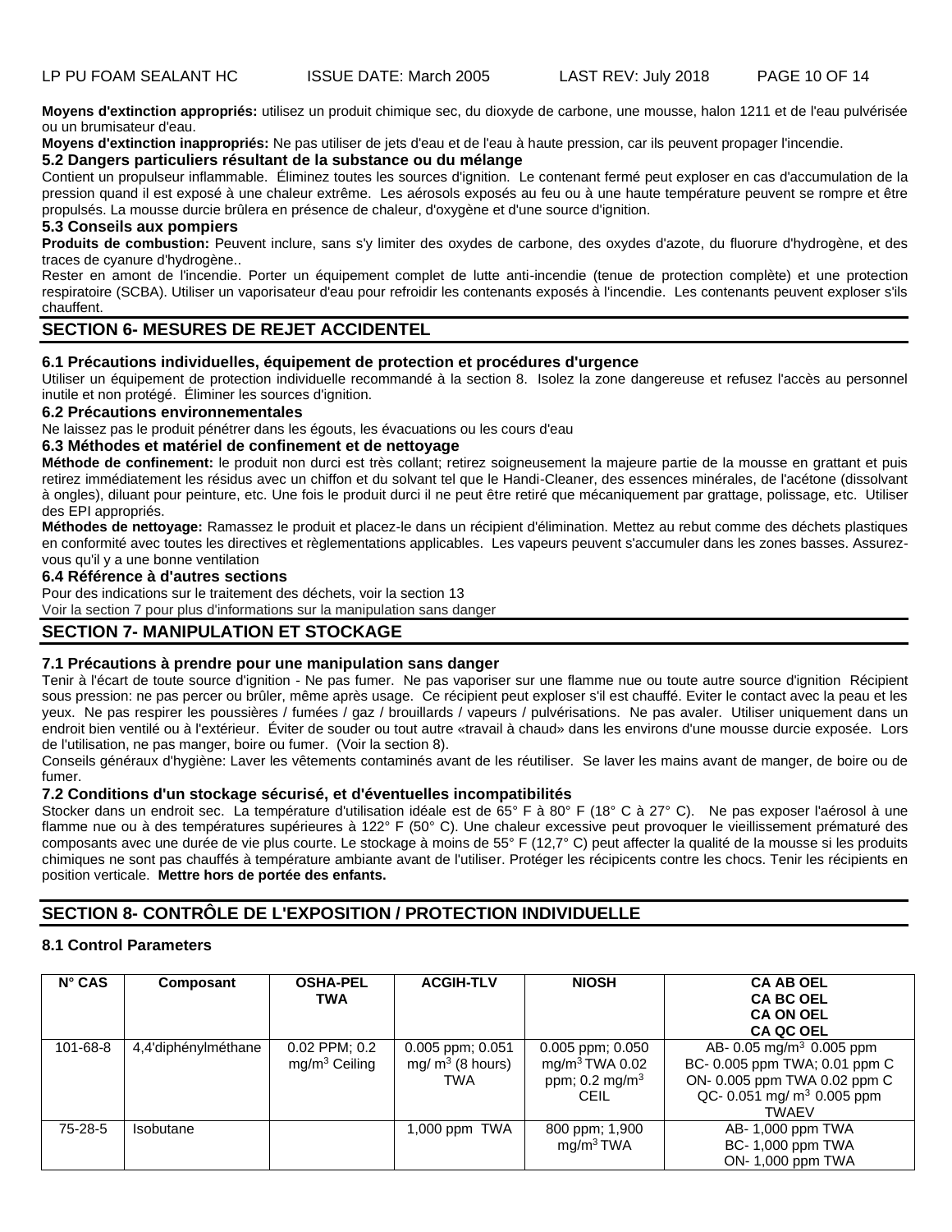**Moyens d'extinction appropriés:** utilisez un produit chimique sec, du dioxyde de carbone, une mousse, halon 1211 et de l'eau pulvérisée ou un brumisateur d'eau.

**Moyens d'extinction inappropriés:** Ne pas utiliser de jets d'eau et de l'eau à haute pression, car ils peuvent propager l'incendie.

### 5.2 Dangers particuliers résultant de la substance ou du mélange

Contient un propulseur inflammable. Éliminez toutes les sources d'ignition. Le contenant fermé peut exploser en cas d'accumulation de la pression quand il est exposé à une chaleur extrême. Les aérosols exposés au feu ou à une haute température peuvent se rompre et être propulsés. La mousse durcie brûlera en présence de chaleur, d'oxygène et d'une source d'ignition.

### 5.3 Conseils aux pompiers

**Produits de combustion:** Peuvent inclure, sans s'y limiter des oxydes de carbone, des oxydes d'azote, du fluorure d'hydrogène, et des traces de cyanure d'hydrogène..

Rester en amont de l'incendie. Porter un équipement complet de lutte anti-incendie (tenue de protection complète) et une protection respiratoire (SCBA). Utiliser un vaporisateur d'eau pour refroidir les contenants exposés à l'incendie. Les contenants peuvent exploser s'ils chauffent.

## SECTION 6- MESURES DE REJET ACCIDENTEL

### 6.1 Précautions individuelles, équipement de protection et procédures d'urgence

Utiliser un équipement de protection individuelle recommandé à la section 8. Isolez la zone dangereuse et refusez l'accès au personnel inutile et non protégé. Éliminer les sources d'ignition.

### 6.2 Précautions environnementales

Ne laissez pas le produit pénétrer dans les égouts, les évacuations ou les cours d'eau

### 6.3 Méthodes et matériel de confinement et de nettoyage

**Méthode de confinement:** le produit non durci est très collant; retirez soigneusement la majeure partie de la mousse en grattant et puis retirez immédiatement les résidus avec un chiffon et du solvant tel que le Handi-Cleaner, des essences minérales, de l'acétone (dissolvant à ongles), diluant pour peinture, etc. Une fois le produit durci il ne peut être retiré que mécaniquement par grattage, polissage, etc. Utiliser des EPI appropriés.

**Méthodes de nettoyage:** Ramassez le produit et placez-le dans un récipient d'élimination. Mettez au rebut comme des déchets plastiques en conformité avec toutes les directives et règlementations applicables. Les vapeurs peuvent s'accumuler dans les zones basses. Assurez-vous qu'il y a une bonne ventilation

### 6.4 Référence à d'autres sections

Pour des indications sur le traitement des déchets, voir la section 13

Voir la section 7 pour plus d'informations sur la manipulation sans danger

## SECTION 7- MANIPULATION ET STOCKAGE

### 7.1 Précautions à prendre pour une manipulation sans danger

Tenir à l'écart de toute source d'ignition - Ne pas fumer. Ne pas vaporiser sur une flamme nue ou toute autre source d'ignition Récipient sous pression: ne pas percer ou brûler, même après usage. Ce récipient peut exploser s'il est chauffé. Eviter le contact avec la peau et les yeux. Ne pas respirer les poussières / fumées / gaz / brouillards / vapeurs / pulvérisations. Ne pas avaler. Utiliser uniquement dans un endroit bien ventilé ou à l'extérieur. Éviter de souder ou tout autre «travail à chaud» dans les environs d'une mousse durcie exposée. Lors de l'utilisation, ne pas manger, boire ou fumer. (Voir la section 8).

Conseils généraux d'hygiène: Laver les vêtements contaminés avant de les réutiliser. Se laver les mains avant de manger, de boire ou de fumer.

### 7.2 Conditions d'un stockage sécurisé, et d'éventuelles incompatibilités

Stocker dans un endroit sec. La température d'utilisation idéale est de 65° F à 80° F (18° C à 27° C). Ne pas exposer l'aérosol à une flamme nue ou à des températures supérieures à 122° F (50° C). Une chaleur excessive peut provoquer le vieillissement prématuré des composants avec une durée de vie plus courte. Le stockage à moins de 55° F (12,7° C) peut affecter la qualité de la mousse si les produits chimiques ne sont pas chauffés à température ambiante avant de l'utiliser. Protéger les récipicents contre les chocs. Tenir les récipients en position verticale. **Mettre hors de portée des enfants.**

## SECTION 8- CONTRÔLE DE L'EXPOSITION / PROTECTION INDIVIDUELLE

### 8.1 Control Parameters

| N° CAS | Composant | OSHA-PEL TWA | ACGIH-TLV | NIOSH | CA AB OEL CA BC OEL CA ON OEL CA QC OEL |
|---|---|---|---|---|---|
| 101-68-8 | 4,4'diphénylméthane | 0.02 PPM; 0.2 $mg/m^3$ Ceiling | 0.005 ppm; 0.051 $mg/m^3$ (8 hours) TWA | 0.005 ppm; 0.050 $mg/m^3$ TWA 0.02 ppm; 0.2 $mg/m^3$ CEIL | AB- 0.05 $mg/m^3$ 0.005 ppm BC- 0.005 ppm TWA; 0.01 ppm C ON- 0.005 ppm TWA 0.02 ppm C QC- 0.051 $mg/m^3$ 0.005 ppm TWAEV |
| 75-28-5 | Isobutane | | 1,000 ppm TWA | 800 ppm; 1,900 $mg/m^3$ TWA | AB- 1,000 ppm TWA BC- 1,000 ppm TWA ON- 1,000 ppm TWA |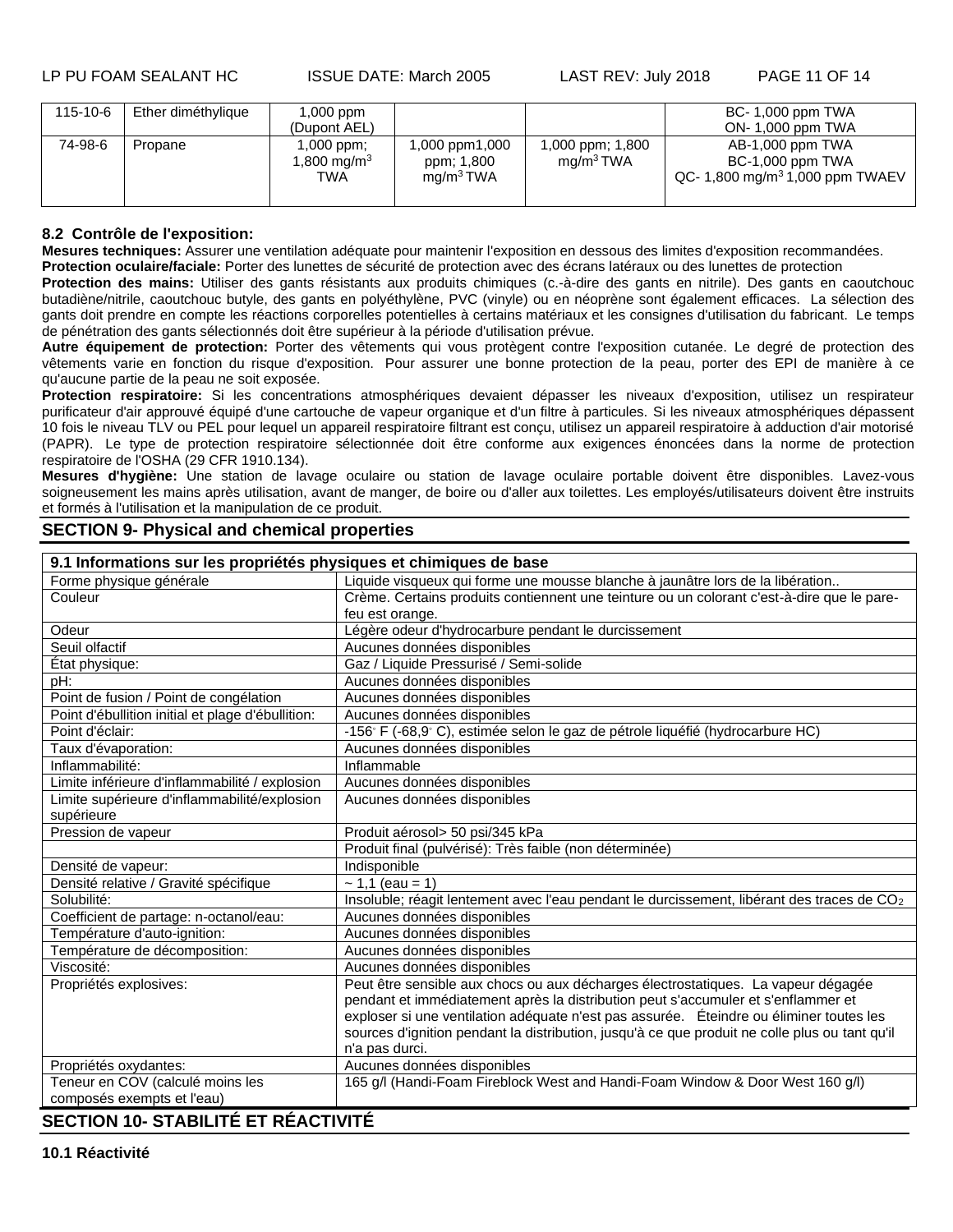| 115-10-6 | Ether diméthylique | 1,000 ppm (Dupont AEL) | | | BC- 1,000 ppm TWA<br>ON- 1,000 ppm TWA |
|---|---|---|---|---|---|
| 74-98-6 | Propane | 1,000 ppm; 1,800 $mg/m^3$ TWA | 1,000 ppm1,000 ppm; 1,800 $mg/m^3$ TWA | 1,000 ppm; 1,800 $mg/m^3$ TWA | AB-1,000 ppm TWA<br>BC-1,000 ppm TWA<br>QC- 1,800 $mg/m^3$ 1,000 ppm TWAEV |

**8.2 Contrôle de l'exposition:**

**Mesures techniques:** Assurer une ventilation adéquate pour maintenir l'exposition en dessous des limites d'exposition recommandées.

**Protection oculaire/faciale:** Porter des lunettes de sécurité de protection avec des écrans latéraux ou des lunettes de protection

**Protection des mains:** Utiliser des gants résistants aux produits chimiques (c.-à-dire des gants en nitrile). Des gants en caoutchouc butadiène/nitrile, caoutchouc butyle, des gants en polyéthylène, PVC (vinyle) ou en néoprène sont également efficaces. La sélection des gants doit prendre en compte les réactions corporelles potentielles à certains matériaux et les consignes d'utilisation du fabricant. Le temps de pénétration des gants sélectionnés doit être supérieur à la période d'utilisation prévue.

**Autre équipement de protection:** Porter des vêtements qui vous protègent contre l'exposition cutanée. Le degré de protection des vêtements varie en fonction du risque d'exposition. Pour assurer une bonne protection de la peau, porter des EPI de manière à ce qu'aucune partie de la peau ne soit exposée.

**Protection respiratoire:** Si les concentrations atmosphériques devaient dépasser les niveaux d'exposition, utilisez un respirateur purificateur d'air approuvé équipé d'une cartouche de vapeur organique et d'un filtre à particules. Si les niveaux atmosphériques dépassent 10 fois le niveau TLV ou PEL pour lequel un appareil respiratoire filtrant est conçu, utilisez un appareil respiratoire à adduction d'air motorisé (PAPR). Le type de protection respiratoire sélectionnée doit être conforme aux exigences énoncées dans la norme de protection respiratoire de l'OSHA (29 CFR 1910.134).

**Mesures d'hygiène:** Une station de lavage oculaire ou station de lavage oculaire portable doivent être disponibles. Lavez-vous soigneusement les mains après utilisation, avant de manger, de boire ou d'aller aux toilettes. Les employés/utilisateurs doivent être instruits et formés à l'utilisation et la manipulation de ce produit.

## SECTION 9- Physical and chemical properties

| 9.1 Informations sur les propriétés physiques et chimiques de base | |
|---|---|
| Forme physique générale | Liquide visqueux qui forme une mousse blanche à jaunâtre lors de la libération.. |
| Couleur | Crème. Certains produits contiennent une teinture ou un colorant c'est-à-dire que le pare-feu est orange. |
| Odeur | Légère odeur d'hydrocarbure pendant le durcissement |
| Seuil olfactif | Aucunes données disponibles |
| État physique: | Gaz / Liquide Pressurisé / Semi-solide |
| pH: | Aucunes données disponibles |
| Point de fusion / Point de congélation | Aucunes données disponibles |
| Point d'ébullition initial et plage d'ébullition: | Aucunes données disponibles |
| Point d'éclair: | -156° F (-68,9° C), estimée selon le gaz de pétrole liquéfié (hydrocarbure HC) |
| Taux d'évaporation: | Aucunes données disponibles |
| Inflammabilité: | Inflammable |
| Limite inférieure d'inflammabilité / explosion | Aucunes données disponibles |
| Limite supérieure d'inflammabilité/explosion supérieure | Aucunes données disponibles |
| Pression de vapeur | Produit aérosol> 50 psi/345 kPa |
| | Produit final (pulvérisé): Très faible (non déterminée) |
| Densité de vapeur: | Indisponible |
| Densité relative / Gravité spécifique | ~ 1,1 (eau = 1) |
| Solubilité: | Insoluble; réagit lentement avec l'eau pendant le durcissement, libérant des traces de $CO_2$ |
| Coefficient de partage: n-octanol/eau: | Aucunes données disponibles |
| Température d'auto-ignition: | Aucunes données disponibles |
| Température de décomposition: | Aucunes données disponibles |
| Viscosité: | Aucunes données disponibles |
| Propriétés explosives: | Peut être sensible aux chocs ou aux décharges électrostatiques. La vapeur dégagée pendant et immédiatement après la distribution peut s'accumuler et s'enflammer et exploser si une ventilation adéquate n'est pas assurée. Éteindre ou éliminer toutes les sources d'ignition pendant la distribution, jusqu'à ce que produit ne colle plus ou tant qu'il n'a pas durci. |
| Propriétés oxydantes: | Aucunes données disponibles |
| Teneur en COV (calculé moins les composés exempts et l'eau) | 165 g/l (Handi-Foam Fireblock West and Handi-Foam Window & Door West 160 g/l) |

## SECTION 10- STABILITÉ ET RÉACTIVITÉ

**10.1 Réactivité**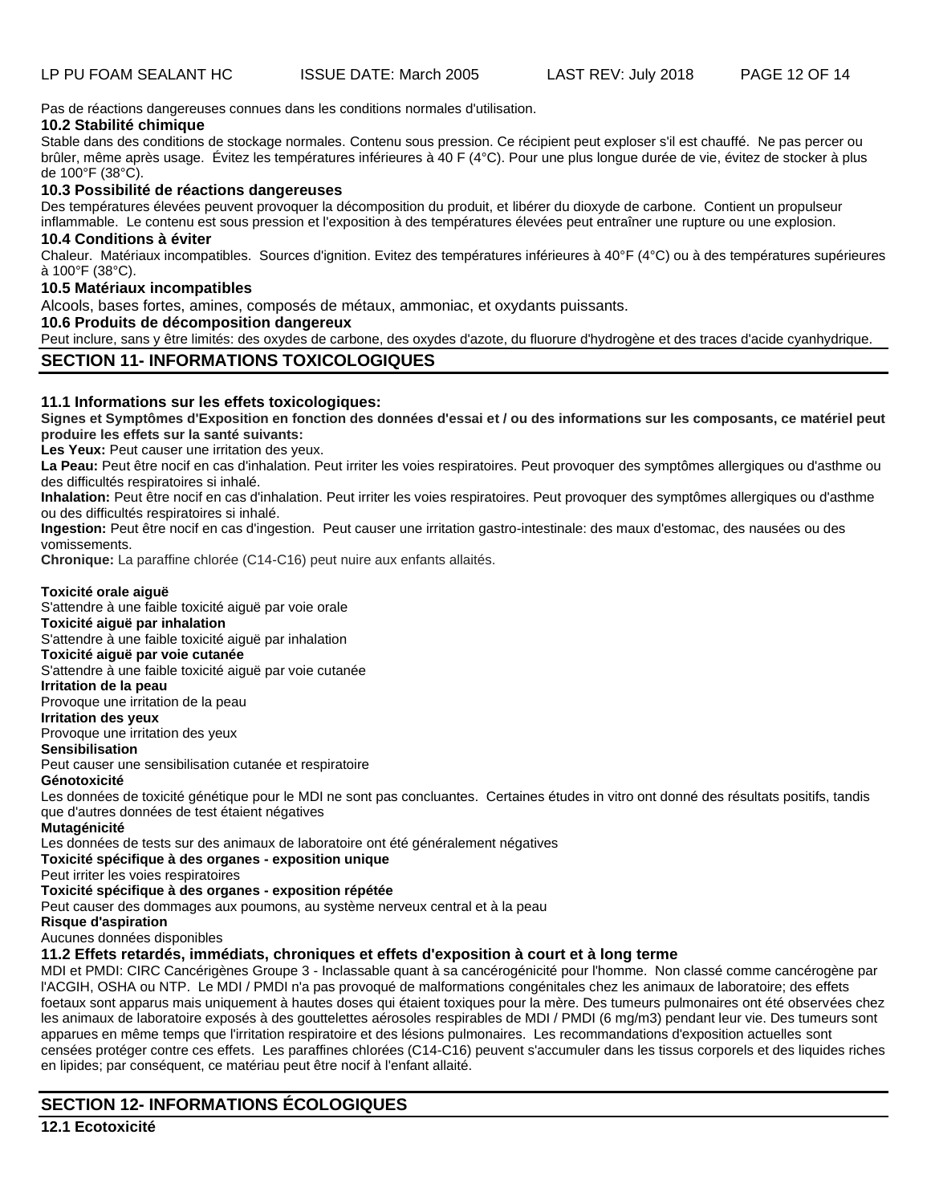Pas de réactions dangereuses connues dans les conditions normales d'utilisation.

### 10.2 Stabilité chimique

Stable dans des conditions de stockage normales. Contenu sous pression. Ce récipient peut exploser s'il est chauffé. Ne pas percer ou brûler, même après usage. Évitez les températures inférieures à 40 F (4°C). Pour une plus longue durée de vie, évitez de stocker à plus de 100°F (38°C).

### 10.3 Possibilité de réactions dangereuses

Des températures élevées peuvent provoquer la décomposition du produit, et libérer du dioxyde de carbone. Contient un propulseur inflammable. Le contenu est sous pression et l'exposition à des températures élevées peut entraîner une rupture ou une explosion.

### 10.4 Conditions à éviter

Chaleur. Matériaux incompatibles. Sources d'ignition. Evitez des températures inférieures à 40°F (4°C) ou à des températures supérieures à 100°F (38°C).

### 10.5 Matériaux incompatibles

Alcools, bases fortes, amines, composés de métaux, ammoniac, et oxydants puissants.

### 10.6 Produits de décomposition dangereux

Peut inclure, sans y être limités: des oxydes de carbone, des oxydes d'azote, du fluorure d'hydrogène et des traces d'acide cyanhydrique.

## SECTION 11- INFORMATIONS TOXICOLOGIQUES

### 11.1 Informations sur les effets toxicologiques:

**Signes et Symptômes d'Exposition en fonction des données d'essai et / ou des informations sur les composants, ce matériel peut produire les effets sur la santé suivants:**

**Les Yeux:** Peut causer une irritation des yeux.

**La Peau:** Peut être nocif en cas d'inhalation. Peut irriter les voies respiratoires. Peut provoquer des symptômes allergiques ou d'asthme ou des difficultés respiratoires si inhalé.

**Inhalation:** Peut être nocif en cas d'inhalation. Peut irriter les voies respiratoires. Peut provoquer des symptômes allergiques ou d'asthme ou des difficultés respiratoires si inhalé.

**Ingestion:** Peut être nocif en cas d'ingestion. Peut causer une irritation gastro-intestinale: des maux d'estomac, des nausées ou des vomissements.

**Chronique:** La paraffine chlorée (C14-C16) peut nuire aux enfants allaités.

**Toxicité orale aiguë**

S'attendre à une faible toxicité aiguë par voie orale

**Toxicité aiguë par inhalation**

S'attendre à une faible toxicité aiguë par inhalation

**Toxicité aiguë par voie cutanée**

S'attendre à une faible toxicité aiguë par voie cutanée

**Irritation de la peau**

Provoque une irritation de la peau

**Irritation des yeux**

Provoque une irritation des yeux

**Sensibilisation**

Peut causer une sensibilisation cutanée et respiratoire

**Génotoxicité**

Les données de toxicité génétique pour le MDI ne sont pas concluantes. Certaines études in vitro ont donné des résultats positifs, tandis que d'autres données de test étaient négatives

**Mutagénicité**

Les données de tests sur des animaux de laboratoire ont été généralement négatives

**Toxicité spécifique à des organes - exposition unique**

Peut irriter les voies respiratoires

**Toxicité spécifique à des organes - exposition répétée**

Peut causer des dommages aux poumons, au système nerveux central et à la peau

**Risque d'aspiration**

Aucunes données disponibles

### 11.2 Effets retardés, immédiats, chroniques et effets d'exposition à court et à long terme

MDI et PMDI: CIRC Cancérigènes Groupe 3 - Inclassable quant à sa cancérogénicité pour l'homme. Non classé comme cancérogène par l'ACGIH, OSHA ou NTP. Le MDI / PMDI n'a pas provoqué de malformations congénitales chez les animaux de laboratoire; des effets foetaux sont apparus mais uniquement à hautes doses qui étaient toxiques pour la mère. Des tumeurs pulmonaires ont été observées chez les animaux de laboratoire exposés à des gouttelettes aérosoles respirables de MDI / PMDI (6 mg/m3) pendant leur vie. Des tumeurs sont apparues en même temps que l'irritation respiratoire et des lésions pulmonaires. Les recommandations d'exposition actuelles sont censées protéger contre ces effets. Les paraffines chlorées (C14-C16) peuvent s'accumuler dans les tissus corporels et des liquides riches en lipides; par conséquent, ce matériau peut être nocif à l'enfant allaité.

## SECTION 12- INFORMATIONS ÉCOLOGIQUES

### 12.1 Ecotoxicité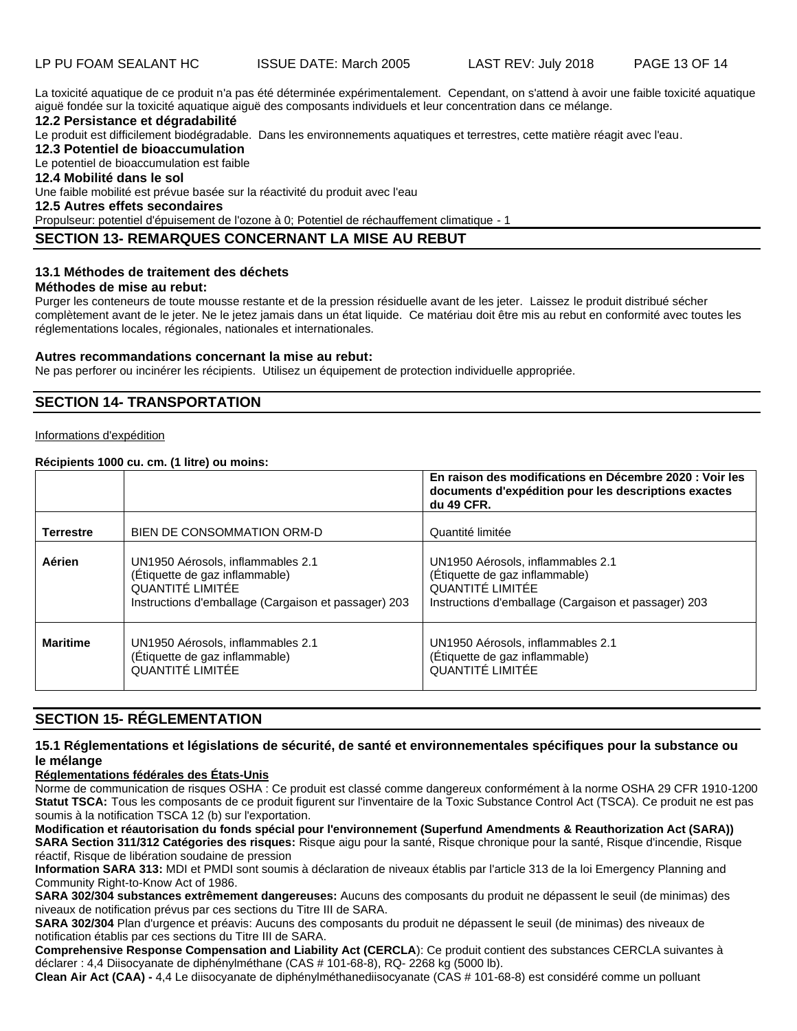La toxicité aquatique de ce produit n'a pas été déterminée expérimentalement. Cependant, on s'attend à avoir une faible toxicité aquatique aiguë fondée sur la toxicité aquatique aiguë des composants individuels et leur concentration dans ce mélange.

**12.2 Persistance et dégradabilité**

Le produit est difficilement biodégradable. Dans les environnements aquatiques et terrestres, cette matière réagit avec l'eau.

**12.3 Potentiel de bioaccumulation**

Le potentiel de bioaccumulation est faible

**12.4 Mobilité dans le sol**

Une faible mobilité est prévue basée sur la réactivité du produit avec l'eau

**12.5 Autres effets secondaires**

Propulseur: potentiel d'épuisement de l'ozone à 0; Potentiel de réchauffement climatique - 1

## SECTION 13- REMARQUES CONCERNANT LA MISE AU REBUT

**13.1 Méthodes de traitement des déchets**

**Méthodes de mise au rebut:**

Purger les conteneurs de toute mousse restante et de la pression résiduelle avant de les jeter. Laissez le produit distribué sécher complètement avant de le jeter. Ne le jetez jamais dans un état liquide. Ce matériau doit être mis au rebut en conformité avec toutes les réglementations locales, régionales, nationales et internationales.

**Autres recommandations concernant la mise au rebut:**

Ne pas perforer ou incinérer les récipients. Utilisez un équipement de protection individuelle appropriée.

## SECTION 14- TRANSPORTATION

Informations d'expédition

**Récipients 1000 cu. cm. (1 litre) ou moins:**

| | | **En raison des modifications en Décembre 2020 : Voir les documents d'expédition pour les descriptions exactes du 49 CFR.** |
|---|---|---|
| **Terrestre** | BIEN DE CONSOMMATION ORM-D | Quantité limitée |
| **Aérien** | UN1950 Aérosols, inflammables 2.1<br>(Étiquette de gaz inflammable)<br>QUANTITÉ LIMITÉE<br>Instructions d'emballage (Cargaison et passager) 203 | UN1950 Aérosols, inflammables 2.1<br>(Étiquette de gaz inflammable)<br>QUANTITÉ LIMITÉE<br>Instructions d'emballage (Cargaison et passager) 203 |
| **Maritime** | UN1950 Aérosols, inflammables 2.1<br>(Étiquette de gaz inflammable)<br>QUANTITÉ LIMITÉE | UN1950 Aérosols, inflammables 2.1<br>(Étiquette de gaz inflammable)<br>QUANTITÉ LIMITÉE |

## SECTION 15- RÉGLEMENTATION

**15.1 Réglementations et législations de sécurité, de santé et environnementales spécifiques pour la substance ou le mélange**

**Réglementations fédérales des États-Unis**

Norme de communication de risques OSHA : Ce produit est classé comme dangereux conformément à la norme OSHA 29 CFR 1910-1200

**Statut TSCA:** Tous les composants de ce produit figurent sur l'inventaire de la Toxic Substance Control Act (TSCA). Ce produit ne est pas soumis à la notification TSCA 12 (b) sur l'exportation.

**Modification et réautorisation du fonds spécial pour l'environnement (Superfund Amendments & Reauthorization Act (SARA))**

**SARA Section 311/312 Catégories des risques:** Risque aigu pour la santé, Risque chronique pour la santé, Risque d'incendie, Risque réactif, Risque de libération soudaine de pression

**Information SARA 313:** MDI et PMDI sont soumis à déclaration de niveaux établis par l'article 313 de la loi Emergency Planning and Community Right-to-Know Act of 1986.

**SARA 302/304 substances extrêmement dangereuses:** Aucuns des composants du produit ne dépassent le seuil (de minimas) des niveaux de notification prévus par ces sections du Titre III de SARA.

**SARA 302/304** Plan d'urgence et préavis: Aucuns des composants du produit ne dépassent le seuil (de minimas) des niveaux de notification établis par ces sections du Titre III de SARA.

**Comprehensive Response Compensation and Liability Act (CERCLA**): Ce produit contient des substances CERCLA suivantes à déclarer : 4,4 Diisocyanate de diphénylméthane (CAS # 101-68-8), RQ- 2268 kg (5000 lb).

**Clean Air Act (CAA) -** 4,4 Le diisocyanate de diphénylméthanediisocyanate (CAS # 101-68-8) est considéré comme un polluant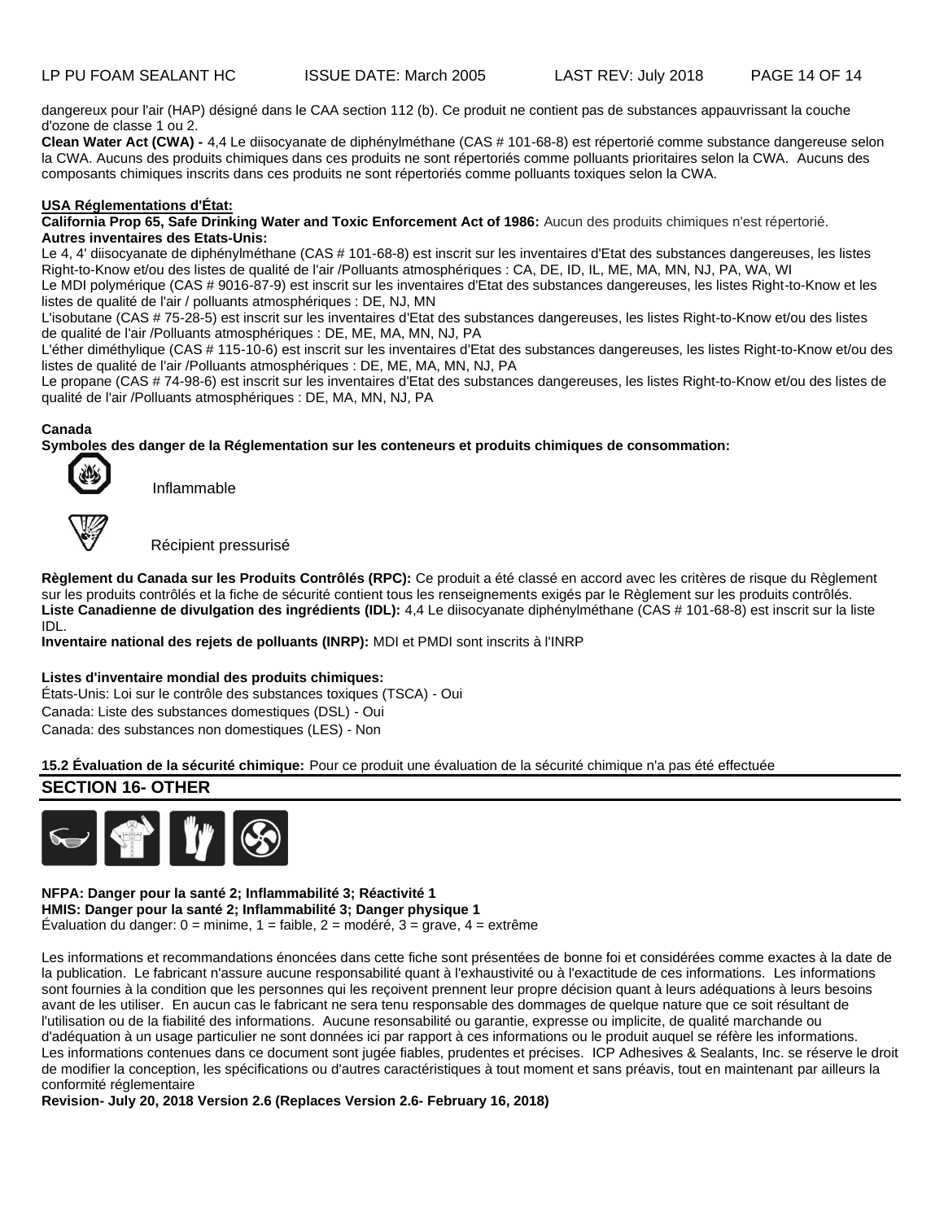dangereux pour l'air (HAP) désigné dans le CAA section 112 (b). Ce produit ne contient pas de substances appauvrissant la couche d'ozone de classe 1 ou 2.

**Clean Water Act (CWA) -** 4,4 Le diisocyanate de diphénylméthane (CAS # 101-68-8) est répertorié comme substance dangereuse selon la CWA. Aucuns des produits chimiques dans ces produits ne sont répertoriés comme polluants prioritaires selon la CWA. Aucuns des composants chimiques inscrits dans ces produits ne sont répertoriés comme polluants toxiques selon la CWA.

**USA Réglementations d'État:**

**California Prop 65, Safe Drinking Water and Toxic Enforcement Act of 1986:** Aucun des produits chimiques n'est répertorié.

**Autres inventaires des Etats-Unis:**

Le 4, 4' diisocyanate de diphénylméthane (CAS # 101-68-8) est inscrit sur les inventaires d'Etat des substances dangereuses, les listes Right-to-Know et/ou des listes de qualité de l'air /Polluants atmosphériques : CA, DE, ID, IL, ME, MA, MN, NJ, PA, WA, WI

Le MDI polymérique (CAS # 9016-87-9) est inscrit sur les inventaires d'Etat des substances dangereuses, les listes Right-to-Know et les listes de qualité de l'air / polluants atmosphériques : DE, NJ, MN

L'isobutane (CAS # 75-28-5) est inscrit sur les inventaires d'Etat des substances dangereuses, les listes Right-to-Know et/ou des listes de qualité de l'air /Polluants atmosphériques : DE, ME, MA, MN, NJ, PA

L'éther diméthylique (CAS # 115-10-6) est inscrit sur les inventaires d'Etat des substances dangereuses, les listes Right-to-Know et/ou des listes de qualité de l'air /Polluants atmosphériques : DE, ME, MA, MN, NJ, PA

Le propane (CAS # 74-98-6) est inscrit sur les inventaires d'Etat des substances dangereuses, les listes Right-to-Know et/ou des listes de qualité de l'air /Polluants atmosphériques : DE, MA, MN, NJ, PA

**Canada**

**Symboles des danger de la Réglementation sur les conteneurs et produits chimiques de consommation:**

Inflammable

Récipient pressurisé

**Règlement du Canada sur les Produits Contrôlés (RPC):** Ce produit a été classé en accord avec les critères de risque du Règlement sur les produits contrôlés et la fiche de sécurité contient tous les renseignements exigés par le Règlement sur les produits contrôlés.

**Liste Canadienne de divulgation des ingrédients (IDL):** 4,4 Le diisocyanate diphénylméthane (CAS # 101-68-8) est inscrit sur la liste IDL.

**Inventaire national des rejets de polluants (INRP):** MDI et PMDI sont inscrits à l'INRP

**Listes d'inventaire mondial des produits chimiques:**

États-Unis: Loi sur le contrôle des substances toxiques (TSCA) - Oui

Canada: Liste des substances domestiques (DSL) - Oui

Canada: des substances non domestiques (LES) - Non

**15.2 Évaluation de la sécurité chimique:** Pour ce produit une évaluation de la sécurité chimique n'a pas été effectuée

## SECTION 16- OTHER

**NFPA: Danger pour la santé 2; Inflammabilité 3; Réactivité 1**

**HMIS: Danger pour la santé 2; Inflammabilité 3; Danger physique 1**

Évaluation du danger: 0 = minime, 1 = faible, 2 = modéré, 3 = grave, 4 = extrême

Les informations et recommandations énoncées dans cette fiche sont présentées de bonne foi et considérées comme exactes à la date de la publication. Le fabricant n'assure aucune responsabilité quant à l'exhaustivité ou à l'exactitude de ces informations. Les informations sont fournies à la condition que les personnes qui les reçoivent prennent leur propre décision quant à leurs adéquations à leurs besoins avant de les utiliser. En aucun cas le fabricant ne sera tenu responsable des dommages de quelque nature que ce soit résultant de l'utilisation ou de la fiabilité des informations. Aucune resonsabilité ou garantie, expresse ou implicite, de qualité marchande ou d'adéquation à un usage particulier ne sont données ici par rapport à ces informations ou le produit auquel se réfère les informations. Les informations contenues dans ce document sont jugée fiables, prudentes et précises. ICP Adhesives & Sealants, Inc. se réserve le droit de modifier la conception, les spécifications ou d'autres caractéristiques à tout moment et sans préavis, tout en maintenant par ailleurs la conformité réglementaire

**Revision- July 20, 2018 Version 2.6 (Replaces Version 2.6- February 16, 2018)**